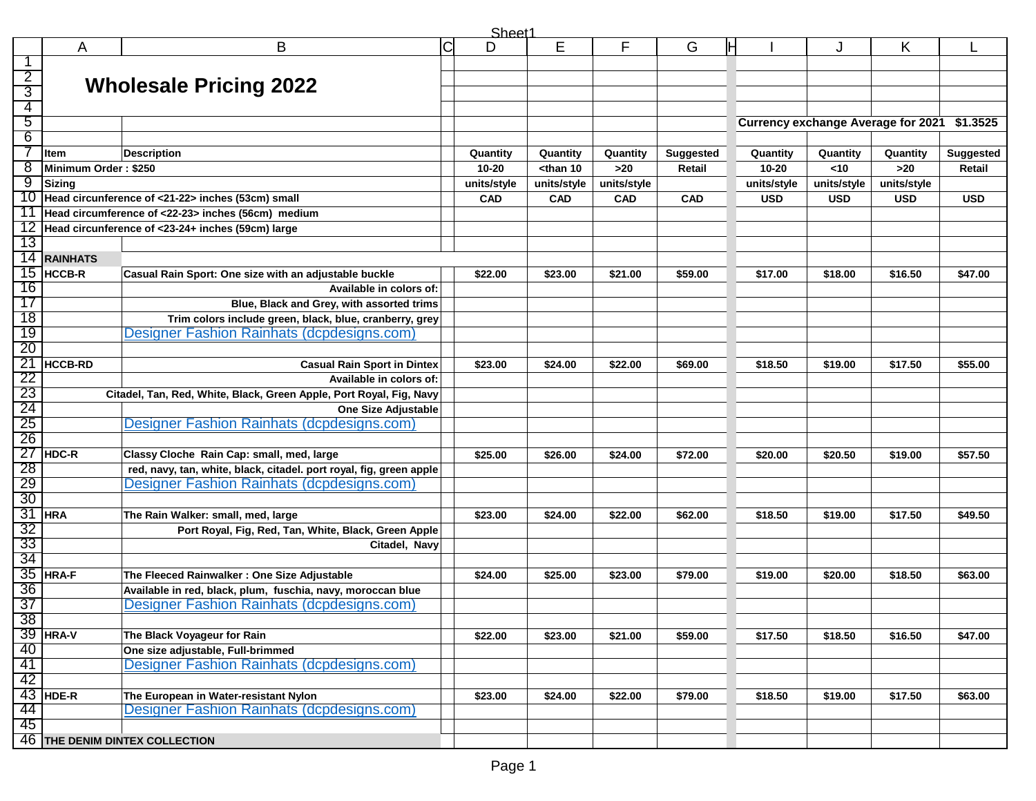# Wholesale Pricing 2022

Currency exchange Average for 2021 $1.3525

| Item | Description | Quantity 10-20 units/style CAD | Quantity <than 10 units/style CAD | Quantity >20 units/style CAD | Suggested Retail CAD | Quantity 10-20 units/style USD | Quantity <10 units/style USD | Quantity >20 units/style USD | Suggested Retail USD |
|---|---|---|---|---|---|---|---|---|---|
| Minimum Order : $250 | | | | | | | | | |
| Sizing | | | | | | | | | |
| Head circumference of <21-22> inches (53cm) small | | | | | | | | | |
| Head circumference of <22-23> inches (56cm) medium | | | | | | | | | |
| Head circumference of <23-24+ inches (59cm) large | | | | | | | | | |
| **RAINHATS** | | | | | | | | | |
| HCCB-R | Casual Rain Sport: One size with an adjustable buckle | $22.00 | $23.00 | $21.00 | $59.00 | $17.00 | $18.00 | $16.50 | $47.00 |
| | Available in colors of: | | | | | | | | |
| | Blue, Black and Grey, with assorted trims | | | | | | | | |
| | Trim colors include green, black, blue, cranberry, grey | | | | | | | | |
| | Designer Fashion Rainhats (dcpdesigns.com) | | | | | | | | |
| HCCB-RD | Casual Rain Sport in Dintex | $23.00 | $24.00 | $22.00 | $69.00 | $18.50 | $19.00 | $17.50 | $55.00 |
| | Available in colors of: | | | | | | | | |
| | Citadel, Tan, Red, White, Black, Green Apple, Port Royal, Fig, Navy | | | | | | | | |
| | One Size Adjustable | | | | | | | | |
| | Designer Fashion Rainhats (dcpdesigns.com) | | | | | | | | |
| HDC-R | Classy Cloche Rain Cap: small, med, large | $25.00 | $26.00 | $24.00 | $72.00 | $20.00 | $20.50 | $19.00 | $57.50 |
| | red, navy, tan, white, black, citadel. port royal, fig, green apple | | | | | | | | |
| | Designer Fashion Rainhats (dcpdesigns.com) | | | | | | | | |
| HRA | The Rain Walker: small, med, large | $23.00 | $24.00 | $22.00 | $62.00 | $18.50 | $19.00 | $17.50 | $49.50 |
| | Port Royal, Fig, Red, Tan, White, Black, Green Apple | | | | | | | | |
| | Citadel, Navy | | | | | | | | |
| HRA-F | The Fleeced Rainwalker : One Size Adjustable | $24.00 | $25.00 | $23.00 | $79.00 | $19.00 | $20.00 | $18.50 | $63.00 |
| | Available in red, black, plum, fuschia, navy, moroccan blue | | | | | | | | |
| | Designer Fashion Rainhats (dcpdesigns.com) | | | | | | | | |
| HRA-V | The Black Voyageur for Rain | $22.00 | $23.00 | $21.00 | $59.00 | $17.50 | $18.50 | $16.50 | $47.00 |
| | One size adjustable, Full-brimmed | | | | | | | | |
| | Designer Fashion Rainhats (dcpdesigns.com) | | | | | | | | |
| HDE-R | The European in Water-resistant Nylon | $23.00 | $24.00 | $22.00 | $79.00 | $18.50 | $19.00 | $17.50 | $63.00 |
| | Designer Fashion Rainhats (dcpdesigns.com) | | | | | | | | |
| **THE DENIM DINTEX COLLECTION** | | | | | | | | | |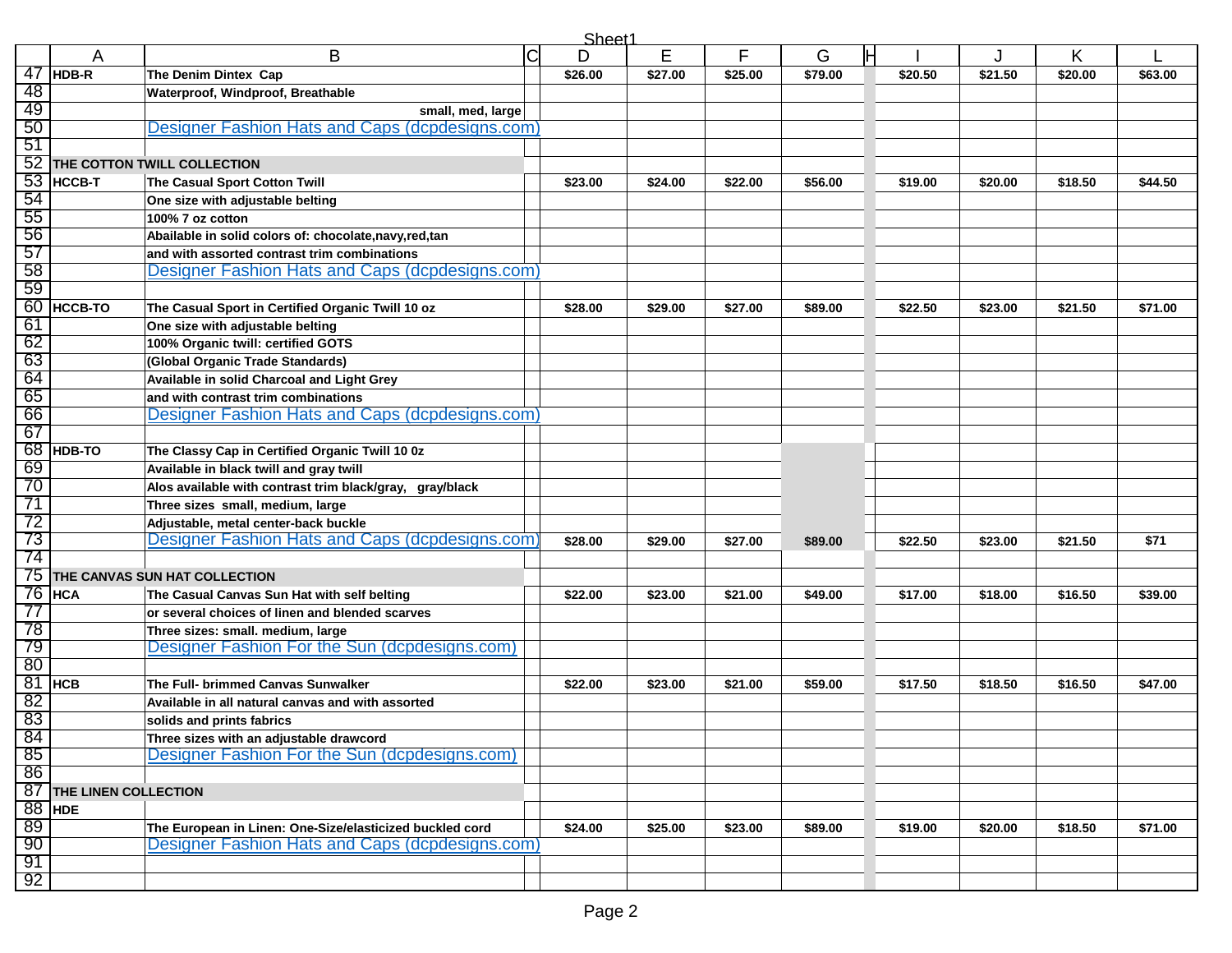| | A | B | C | D | E | F | G | H | I | J | K | L |
|---|---|---|---|---|---|---|---|---|---|---|---|---|
| 47 | HDB-R | The Denim Dintex Cap | | $26.00 | $27.00 | $25.00 | $79.00 | | $20.50 | $21.50 | $20.00 | $63.00 |
| 48 | | Waterproof, Windproof, Breathable | | | | | | | | | | |
| 49 | | small, med, large | | | | | | | | | | |
| 50 | | Designer Fashion Hats and Caps (dcpdesigns.com) | | | | | | | | | | |
| 51 | | | | | | | | | | | | |
| 52 | THE COTTON TWILL COLLECTION | | | | | | | | | | | |
| 53 | HCCB-T | The Casual Sport Cotton Twill | | $23.00 | $24.00 | $22.00 | $56.00 | | $19.00 | $20.00 | $18.50 | $44.50 |
| 54 | | One size with adjustable belting | | | | | | | | | | |
| 55 | | 100% 7 oz cotton | | | | | | | | | | |
| 56 | | Abailable in solid colors of: chocolate,navy,red,tan | | | | | | | | | | |
| 57 | | and with assorted contrast trim combinations | | | | | | | | | | |
| 58 | | Designer Fashion Hats and Caps (dcpdesigns.com) | | | | | | | | | | |
| 59 | | | | | | | | | | | | |
| 60 | HCCB-TO | The Casual Sport in Certified Organic Twill 10 oz | | $28.00 | $29.00 | $27.00 | $89.00 | | $22.50 | $23.00 | $21.50 | $71.00 |
| 61 | | One size with adjustable belting | | | | | | | | | | |
| 62 | | 100% Organic twill: certified GOTS | | | | | | | | | | |
| 63 | | (Global Organic Trade Standards) | | | | | | | | | | |
| 64 | | Available in solid Charcoal and Light Grey | | | | | | | | | | |
| 65 | | and with contrast trim combinations | | | | | | | | | | |
| 66 | | Designer Fashion Hats and Caps (dcpdesigns.com) | | | | | | | | | | |
| 67 | | | | | | | | | | | | |
| 68 | HDB-TO | The Classy Cap in Certified Organic Twill 10 0z | | | | | | | | | | |
| 69 | | Available in black twill and gray twill | | | | | | | | | | |
| 70 | | Alos available with contrast trim black/gray, gray/black | | | | | | | | | | |
| 71 | | Three sizes small, medium, large | | | | | | | | | | |
| 72 | | Adjustable, metal center-back buckle | | | | | | | | | | |
| 73 | | Designer Fashion Hats and Caps (dcpdesigns.com) | | $28.00 | $29.00 | $27.00 | $89.00 | | $22.50 | $23.00 | $21.50 | $71 |
| 74 | | | | | | | | | | | | |
| 75 | THE CANVAS SUN HAT COLLECTION | | | | | | | | | | | |
| 76 | HCA | The Casual Canvas Sun Hat with self belting | | $22.00 | $23.00 | $21.00 | $49.00 | | $17.00 | $18.00 | $16.50 | $39.00 |
| 77 | | or several choices of linen and blended scarves | | | | | | | | | | |
| 78 | | Three sizes: small. medium, large | | | | | | | | | | |
| 79 | | Designer Fashion For the Sun (dcpdesigns.com) | | | | | | | | | | |
| 80 | | | | | | | | | | | | |
| 81 | HCB | The Full- brimmed Canvas Sunwalker | | $22.00 | $23.00 | $21.00 | $59.00 | | $17.50 | $18.50 | $16.50 | $47.00 |
| 82 | | Available in all natural canvas and with assorted | | | | | | | | | | |
| 83 | | solids and prints fabrics | | | | | | | | | | |
| 84 | | Three sizes with an adjustable drawcord | | | | | | | | | | |
| 85 | | Designer Fashion For the Sun (dcpdesigns.com) | | | | | | | | | | |
| 86 | | | | | | | | | | | | |
| 87 | THE LINEN COLLECTION | | | | | | | | | | | |
| 88 | HDE | | | | | | | | | | | |
| 89 | | The European in Linen: One-Size/elasticized buckled cord | | $24.00 | $25.00 | $23.00 | $89.00 | | $19.00 | $20.00 | $18.50 | $71.00 |
| 90 | | Designer Fashion Hats and Caps (dcpdesigns.com) | | | | | | | | | | |
| 91 | | | | | | | | | | | | |
| 92 | | | | | | | | | | | | |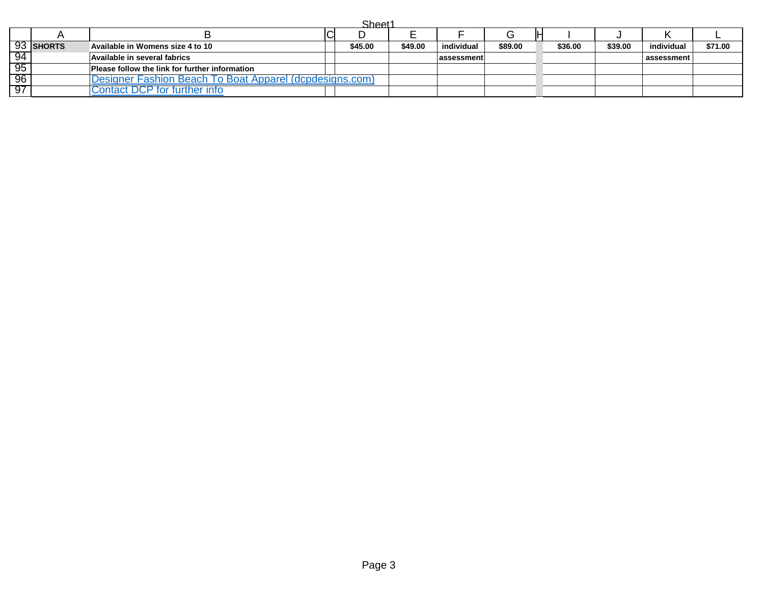| A | B | C | D | E | F | G | H | I | J | K | L |
|---|---|---|---|---|---|---|---|---|---|---|---|
| **SHORTS** | **Available in Womens size 4 to 10** | | **$45.00** | **$49.00** | **individual** | **$89.00** | | **$36.00** | **$39.00** | **individual** | **$71.00** |
| | **Available in several fabrics** | | | | **assessment** | | | | | **assessment** | |
| | **Please follow the link for further information** | | | | | | | | | | |
| | Designer Fashion Beach To Boat Apparel (dcpdesigns.com) | | | | | | | | | | |
| | Contact DCP for further info | | | | | | | | | | |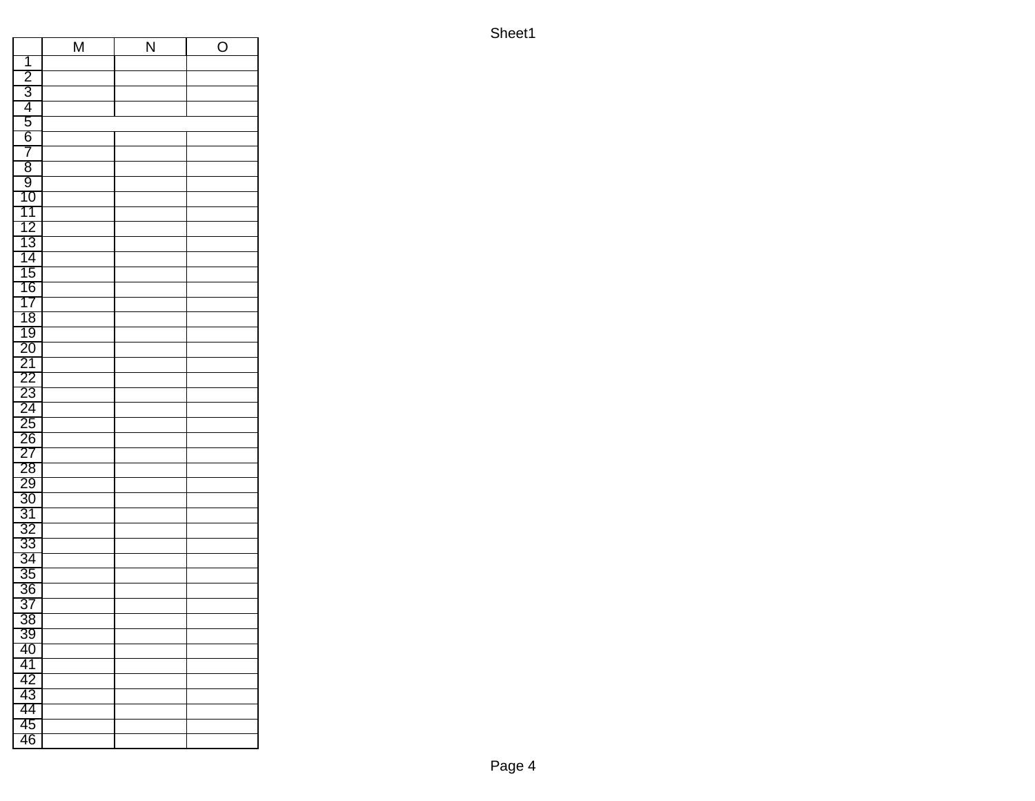| | M | N | O |
|---|---|---|---|
| 1 | | | |
| 2 | | | |
| 3 | | | |
| 4 | | | |
| 5 | | | |
| 6 | | | |
| 7 | | | |
| 8 | | | |
| 9 | | | |
| 10 | | | |
| 11 | | | |
| 12 | | | |
| 13 | | | |
| 14 | | | |
| 15 | | | |
| 16 | | | |
| 17 | | | |
| 18 | | | |
| 19 | | | |
| 20 | | | |
| 21 | | | |
| 22 | | | |
| 23 | | | |
| 24 | | | |
| 25 | | | |
| 26 | | | |
| 27 | | | |
| 28 | | | |
| 29 | | | |
| 30 | | | |
| 31 | | | |
| 32 | | | |
| 33 | | | |
| 34 | | | |
| 35 | | | |
| 36 | | | |
| 37 | | | |
| 38 | | | |
| 39 | | | |
| 40 | | | |
| 41 | | | |
| 42 | | | |
| 43 | | | |
| 44 | | | |
| 45 | | | |
| 46 | | | |